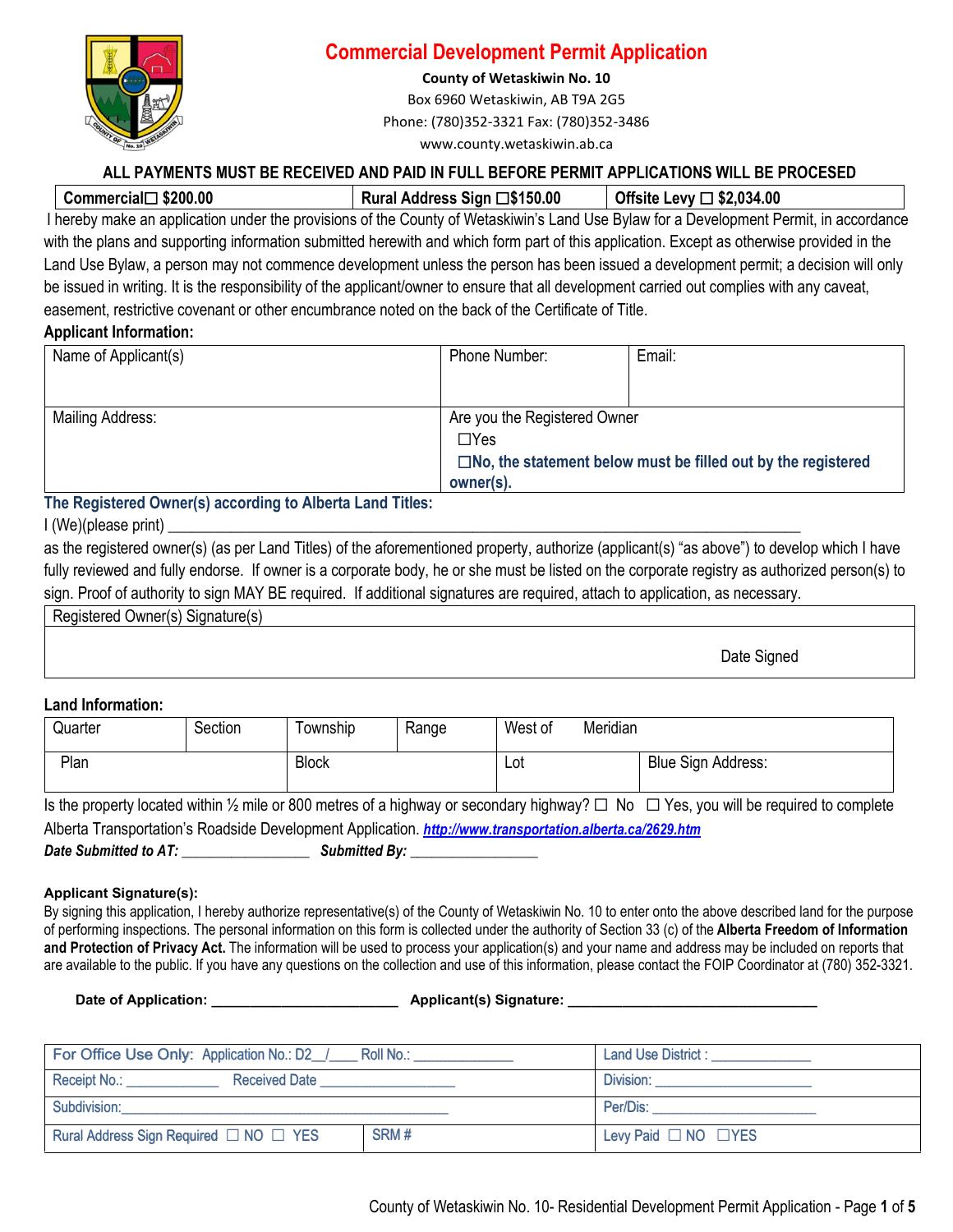# Commercial Development Permit Application

**County of Wetaskiwin No. 10**
Box 6960 Wetaskiwin, AB T9A 2G5
Phone: (780)352-3321 Fax: (780)352-3486
www.county.wetaskiwin.ab.ca

**ALL PAYMENTS MUST BE RECEIVED AND PAID IN FULL BEFORE PERMIT APPLICATIONS WILL BE PROCESED**

| Commercial☐ $200.00 | Rural Address Sign ☐$150.00 | Offsite Levy ☐ $2,034.00 |
|---|---|---|

I hereby make an application under the provisions of the County of Wetaskiwin's Land Use Bylaw for a Development Permit, in accordance with the plans and supporting information submitted herewith and which form part of this application. Except as otherwise provided in the Land Use Bylaw, a person may not commence development unless the person has been issued a development permit; a decision will only be issued in writing. It is the responsibility of the applicant/owner to ensure that all development carried out complies with any caveat, easement, restrictive covenant or other encumbrance noted on the back of the Certificate of Title.

**Applicant Information:**

| Name of Applicant(s) | Phone Number: | Email: |
|---|---|---|
| Mailing Address: | Are you the Registered Owner ☐Yes **☐No, the statement below must be filled out by the registered owner(s).** | |

**The Registered Owner(s) according to Alberta Land Titles:**

I (We)(please print) ______________________________________________________________________________

as the registered owner(s) (as per Land Titles) of the aforementioned property, authorize (applicant(s) "as above") to develop which I have fully reviewed and fully endorse. If owner is a corporate body, he or she must be listed on the corporate registry as authorized person(s) to sign. Proof of authority to sign MAY BE required. If additional signatures are required, attach to application, as necessary.

| Registered Owner(s) Signature(s) | |
|---|---|
| | Date Signed |

**Land Information:**

| Quarter | Section | Township | Range | West of Meridian | |
|---|---|---|---|---|---|
| Plan | | Block | | Lot | Blue Sign Address: |

Is the property located within ½ mile or 800 metres of a highway or secondary highway? ☐ No ☐ Yes, you will be required to complete Alberta Transportation's Roadside Development Application. ***http://www.transportation.alberta.ca/2629.htm***

***Date Submitted to AT:*** _________________ ***Submitted By:*** _________________

**Applicant Signature(s):**

By signing this application, I hereby authorize representative(s) of the County of Wetaskiwin No. 10 to enter onto the above described land for the purpose of performing inspections. The personal information on this form is collected under the authority of Section 33 (c) of the **Alberta Freedom of Information and Protection of Privacy Act.** The information will be used to process your application(s) and your name and address may be included on reports that are available to the public. If you have any questions on the collection and use of this information, please contact the FOIP Coordinator at (780) 352-3321.

**Date of Application:** ________________________ **Applicant(s) Signature:** ________________________________

| For Office Use Only: Application No.: D2__/____ Roll No.: _____________ | | Land Use District : _____________ |
|---|---|---|
| Receipt No.: ____________ Received Date __________________ | | Division: ____________________ |
| Subdivision:_____________________________________________ | | Per/Dis: ____________________ |
| Rural Address Sign Required ☐ NO ☐ YES | SRM # | Levy Paid ☐ NO ☐YES |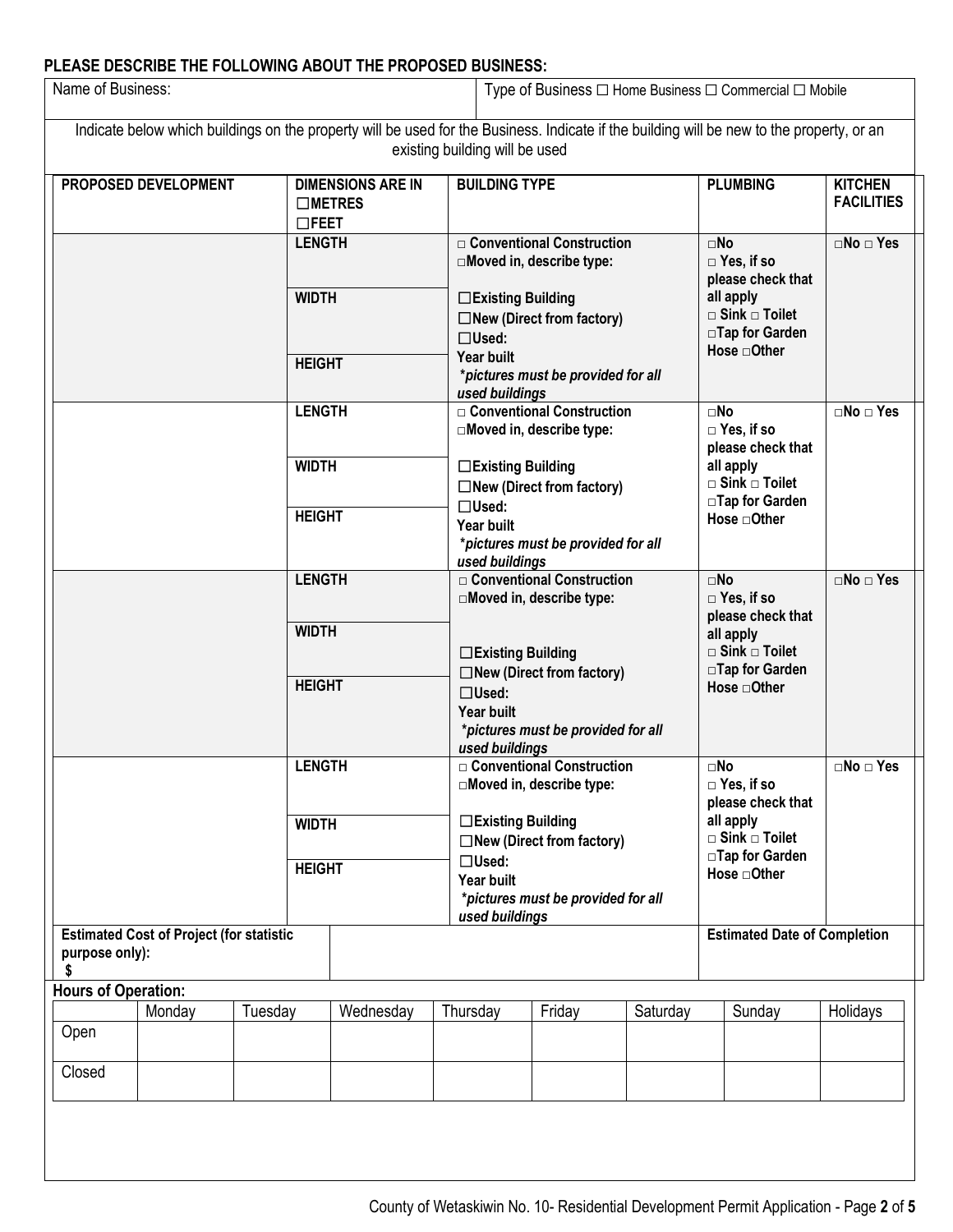**PLEASE DESCRIBE THE FOLLOWING ABOUT THE PROPOSED BUSINESS:**

| Name of Business: | Type of Business ☐ Home Business ☐ Commercial ☐ Mobile |
|---|---|

Indicate below which buildings on the property will be used for the Business. Indicate if the building will be new to the property, or an existing building will be used

| PROPOSED DEVELOPMENT | DIMENSIONS ARE IN ☐METRES ☐FEET | BUILDING TYPE | PLUMBING | KITCHEN FACILITIES |
|---|---|---|---|---|
| | **LENGTH**<br>**WIDTH**<br>**HEIGHT** | □ **Conventional Construction**<br>□**Moved in, describe type:**<br>☐**Existing Building**<br>☐**New (Direct from factory)**<br>☐**Used:**<br>**Year built**<br>***pictures must be provided for all used buildings*** | □**No**<br>□ **Yes, if so please check that all apply**<br>□ **Sink** □ **Toilet**<br>□**Tap for Garden Hose** □**Other** | □**No** □ **Yes** |
| | **LENGTH**<br>**WIDTH**<br>**HEIGHT** | □ **Conventional Construction**<br>□**Moved in, describe type:**<br>☐**Existing Building**<br>☐**New (Direct from factory)**<br>☐**Used:**<br>**Year built**<br>***pictures must be provided for all used buildings*** | □**No**<br>□ **Yes, if so please check that all apply**<br>□ **Sink** □ **Toilet**<br>□**Tap for Garden Hose** □**Other** | □**No** □ **Yes** |
| | **LENGTH**<br>**WIDTH**<br>**HEIGHT** | □ **Conventional Construction**<br>□**Moved in, describe type:**<br>☐**Existing Building**<br>☐**New (Direct from factory)**<br>☐**Used:**<br>**Year built**<br>***pictures must be provided for all used buildings*** | □**No**<br>□ **Yes, if so please check that all apply**<br>□ **Sink** □ **Toilet**<br>□**Tap for Garden Hose** □**Other** | □**No** □ **Yes** |
| | **LENGTH**<br>**WIDTH**<br>**HEIGHT** | □ **Conventional Construction**<br>□**Moved in, describe type:**<br>☐**Existing Building**<br>☐**New (Direct from factory)**<br>☐**Used:**<br>**Year built**<br>***pictures must be provided for all used buildings*** | □**No**<br>□ **Yes, if so please check that all apply**<br>□ **Sink** □ **Toilet**<br>□**Tap for Garden Hose** □**Other** | □**No** □ **Yes** |
| **Estimated Cost of Project (for statistic purpose only):**<br>**$** | | | **Estimated Date of Completion** | |

**Hours of Operation:**

| | Monday | Tuesday | Wednesday | Thursday | Friday | Saturday | Sunday | Holidays |
|---|---|---|---|---|---|---|---|---|
| Open | | | | | | | | |
| Closed | | | | | | | | |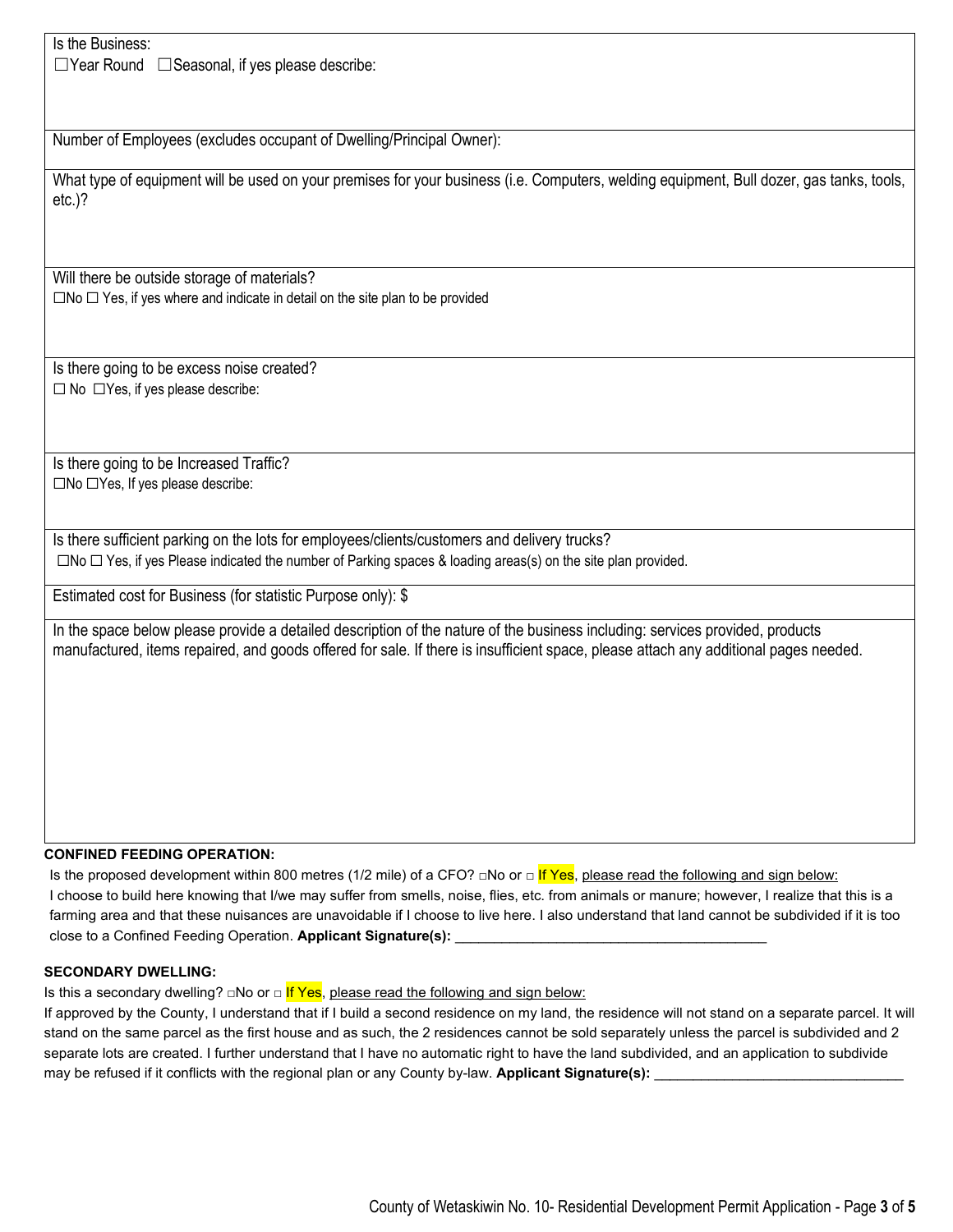Is the Business:
☐Year Round ☐Seasonal, if yes please describe:

Number of Employees (excludes occupant of Dwelling/Principal Owner):

What type of equipment will be used on your premises for your business (i.e. Computers, welding equipment, Bull dozer, gas tanks, tools, etc.)?

Will there be outside storage of materials?
☐No ☐ Yes, if yes where and indicate in detail on the site plan to be provided

Is there going to be excess noise created?
☐ No ☐Yes, if yes please describe:

Is there going to be Increased Traffic?
☐No ☐Yes, If yes please describe:

Is there sufficient parking on the lots for employees/clients/customers and delivery trucks?
☐No ☐ Yes, if yes Please indicated the number of Parking spaces & loading areas(s) on the site plan provided.

Estimated cost for Business (for statistic Purpose only): $

In the space below please provide a detailed description of the nature of the business including: services provided, products manufactured, items repaired, and goods offered for sale. If there is insufficient space, please attach any additional pages needed.

**CONFINED FEEDING OPERATION:**

Is the proposed development within 800 metres (1/2 mile) of a CFO? □No or □ If Yes, please read the following and sign below:
I choose to build here knowing that I/we may suffer from smells, noise, flies, etc. from animals or manure; however, I realize that this is a farming area and that these nuisances are unavoidable if I choose to live here. I also understand that land cannot be subdivided if it is too close to a Confined Feeding Operation. **Applicant Signature(s):** ________________________________________

**SECONDARY DWELLING:**

Is this a secondary dwelling? □No or □ If Yes, please read the following and sign below:
If approved by the County, I understand that if I build a second residence on my land, the residence will not stand on a separate parcel. It will stand on the same parcel as the first house and as such, the 2 residences cannot be sold separately unless the parcel is subdivided and 2 separate lots are created. I further understand that I have no automatic right to have the land subdivided, and an application to subdivide may be refused if it conflicts with the regional plan or any County by-law. **Applicant Signature(s):** ________________________________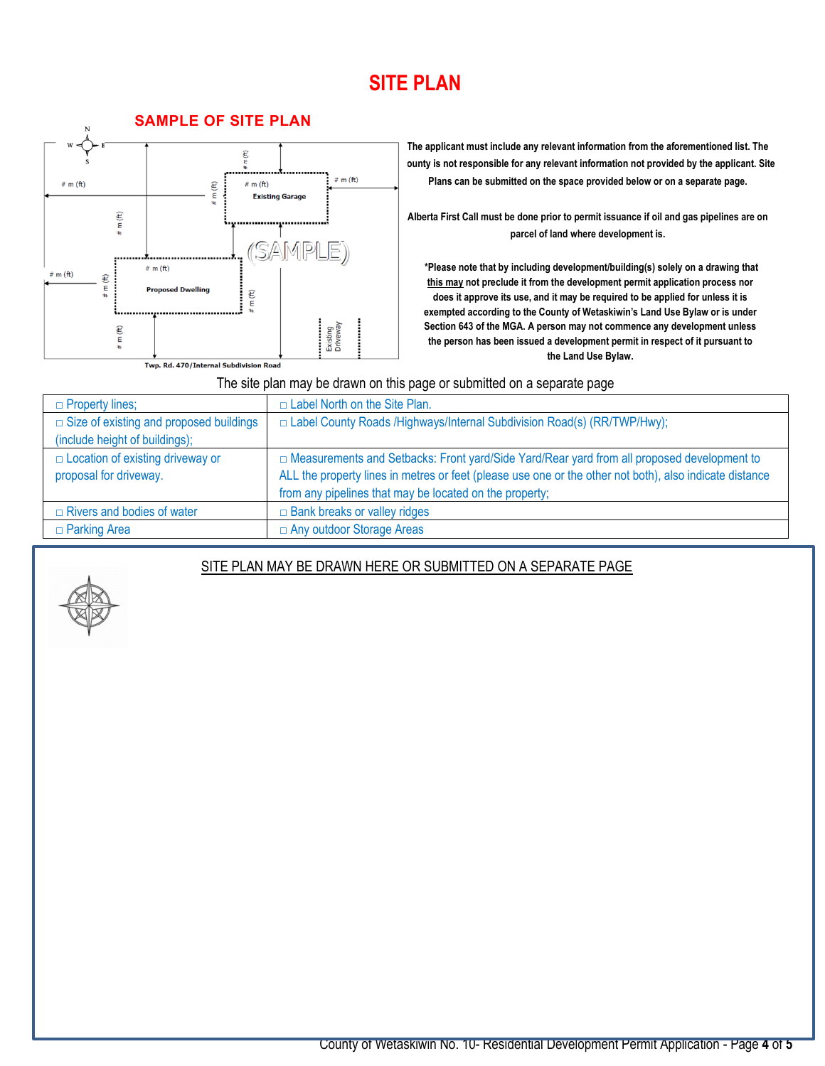# SITE PLAN

## SAMPLE OF SITE PLAN

N
W E
S

# m (ft)

# m (ft)

# m (ft)

# m (ft)

Existing Garage

# m (ft)

(SAMPLE)

# m (ft)

# m (ft)

# m (ft)

Proposed Dwelling

# m (ft)

# m (ft)

# m (ft)

Existing Driveway

Twp. Rd. 470/Internal Subdivision Road

**The applicant must include any relevant information from the aforementioned list. The ounty is not responsible for any relevant information not provided by the applicant. Site Plans can be submitted on the space provided below or on a separate page.**

**Alberta First Call must be done prior to permit issuance if oil and gas pipelines are on parcel of land where development is.**

**\*Please note that by including development/building(s) solely on a drawing that <u>this may</u> not preclude it from the development permit application process nor does it approve its use, and it may be required to be applied for unless it is exempted according to the County of Wetaskiwin's Land Use Bylaw or is under Section 643 of the MGA. A person may not commence any development unless the person has been issued a development permit in respect of it pursuant to the Land Use Bylaw.**

The site plan may be drawn on this page or submitted on a separate page

| | |
|---|---|
| □ Property lines; | □ Label North on the Site Plan. |
| □ Size of existing and proposed buildings (include height of buildings); | □ Label County Roads /Highways/Internal Subdivision Road(s) (RR/TWP/Hwy); |
| □ Location of existing driveway or proposal for driveway. | □ Measurements and Setbacks: Front yard/Side Yard/Rear yard from all proposed development to ALL the property lines in metres or feet (please use one or the other not both), also indicate distance from any pipelines that may be located on the property; |
| □ Rivers and bodies of water | □ Bank breaks or valley ridges |
| □ Parking Area | □ Any outdoor Storage Areas |

<u>SITE PLAN MAY BE DRAWN HERE OR SUBMITTED ON A SEPARATE PAGE</u>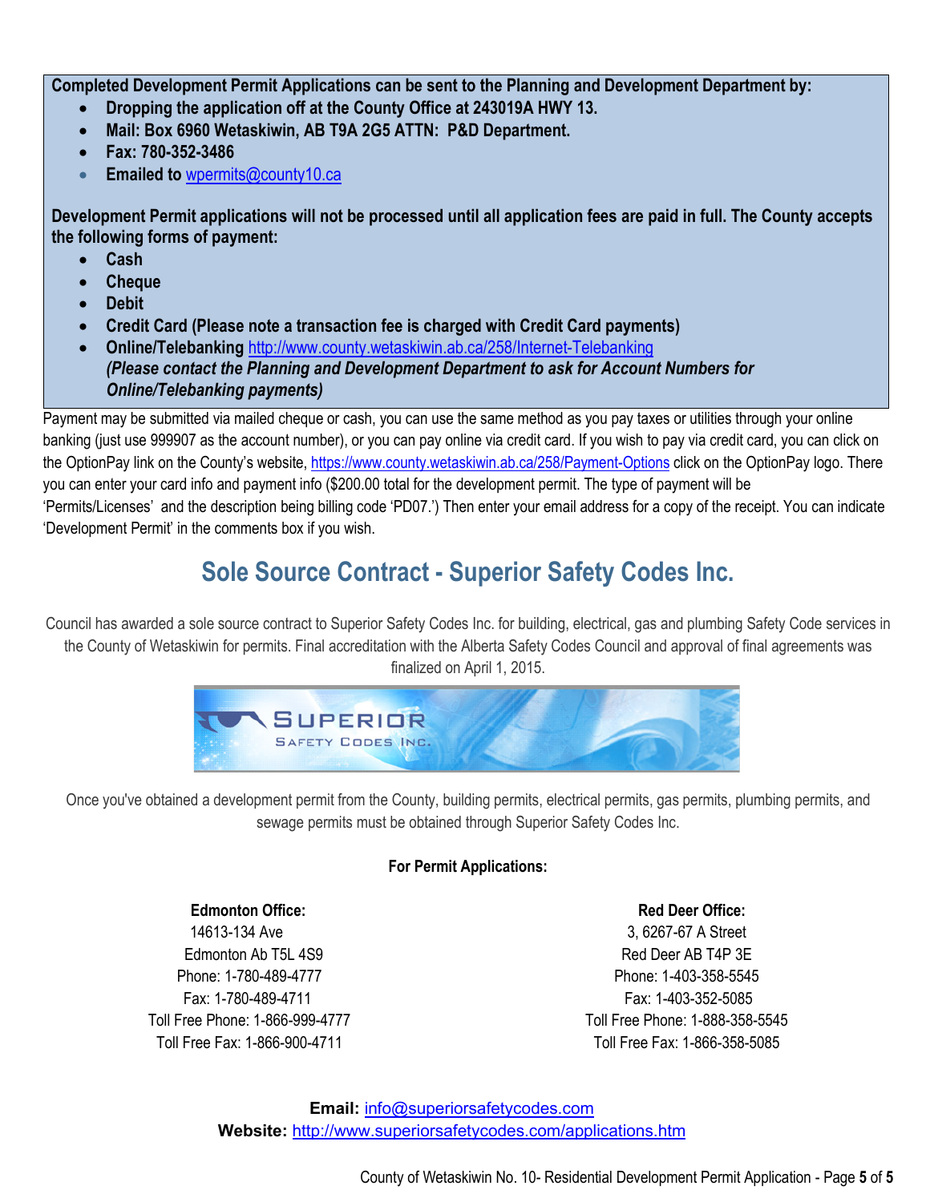**Completed Development Permit Applications can be sent to the Planning and Development Department by:**

- **Dropping the application off at the County Office at 243019A HWY 13.**
- **Mail: Box 6960 Wetaskiwin, AB T9A 2G5 ATTN: P&D Department.**
- **Fax: 780-352-3486**
- **Emailed to** wpermits@county10.ca

**Development Permit applications will not be processed until all application fees are paid in full. The County accepts the following forms of payment:**

- **Cash**
- **Cheque**
- **Debit**
- **Credit Card (Please note a transaction fee is charged with Credit Card payments)**
- **Online/Telebanking** http://www.county.wetaskiwin.ab.ca/258/Internet-Telebanking
  ***(Please contact the Planning and Development Department to ask for Account Numbers for Online/Telebanking payments)***

Payment may be submitted via mailed cheque or cash, you can use the same method as you pay taxes or utilities through your online banking (just use 999907 as the account number), or you can pay online via credit card. If you wish to pay via credit card, you can click on the OptionPay link on the County's website, https://www.county.wetaskiwin.ab.ca/258/Payment-Options click on the OptionPay logo. There you can enter your card info and payment info ($200.00 total for the development permit. The type of payment will be 'Permits/Licenses' and the description being billing code 'PD07.') Then enter your email address for a copy of the receipt. You can indicate 'Development Permit' in the comments box if you wish.

## Sole Source Contract - Superior Safety Codes Inc.

Council has awarded a sole source contract to Superior Safety Codes Inc. for building, electrical, gas and plumbing Safety Code services in the County of Wetaskiwin for permits. Final accreditation with the Alberta Safety Codes Council and approval of final agreements was finalized on April 1, 2015.

SUPERIOR
SAFETY CODES INC.

Once you've obtained a development permit from the County, building permits, electrical permits, gas permits, plumbing permits, and sewage permits must be obtained through Superior Safety Codes Inc.

**For Permit Applications:**

**Edmonton Office:**
14613-134 Ave
Edmonton Ab T5L 4S9
Phone: 1-780-489-4777
Fax: 1-780-489-4711
Toll Free Phone: 1-866-999-4777
Toll Free Fax: 1-866-900-4711

**Red Deer Office:**
3, 6267-67 A Street
Red Deer AB T4P 3E
Phone: 1-403-358-5545
Fax: 1-403-352-5085
Toll Free Phone: 1-888-358-5545
Toll Free Fax: 1-866-358-5085

**Email:** info@superiorsafetycodes.com
**Website:** http://www.superiorsafetycodes.com/applications.htm